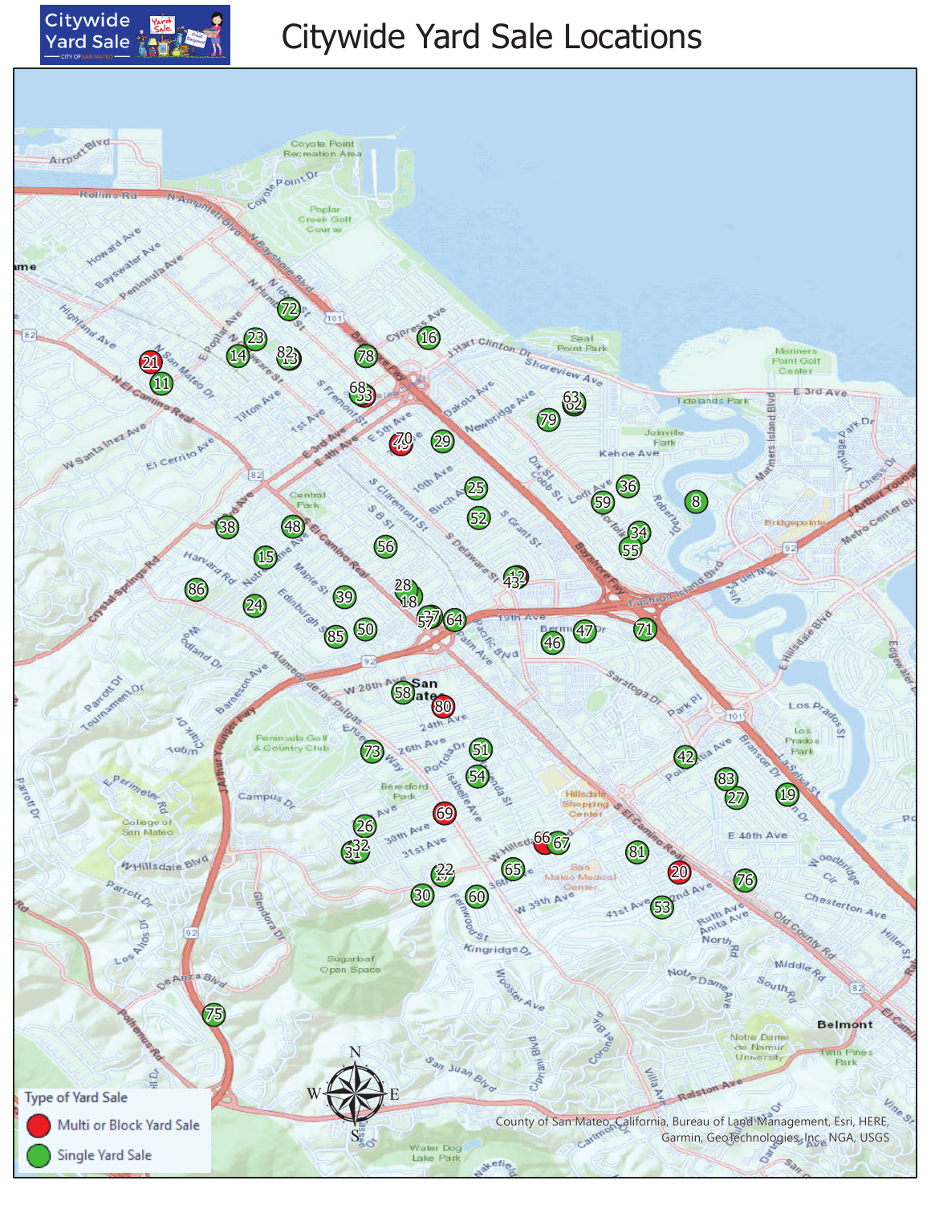# Citywide Yard Sale Locations

Citywide Yard Sale — CITY OF SAN MATEO

**Type of Yard Sale**

- Multi or Block Yard Sale
- Single Yard Sale

County of San Mateo, California, Bureau of Land Management, Esri, HERE, Garmin, GeoTechnologies, Inc., NGA, USGS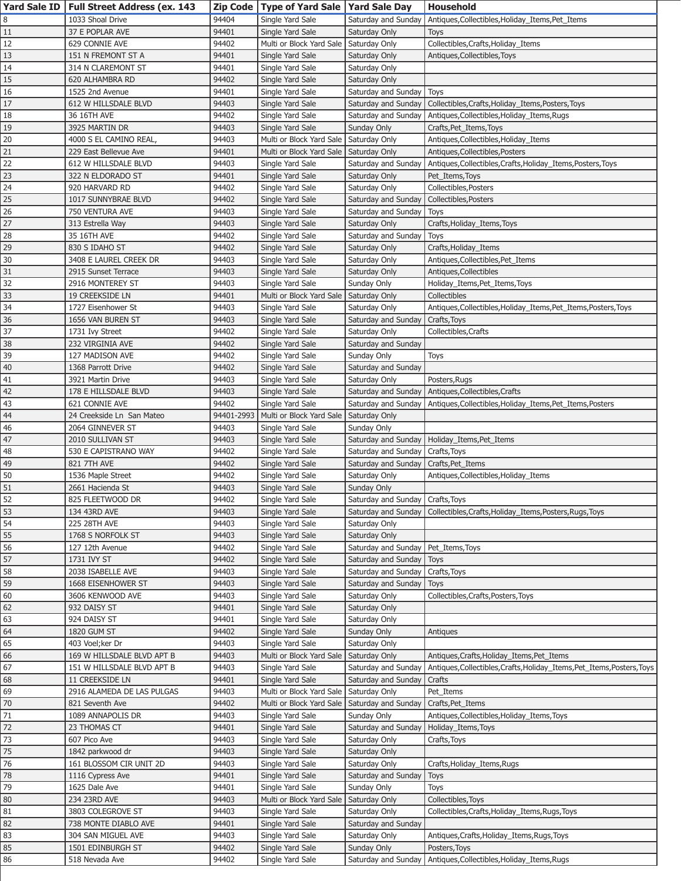| Yard Sale ID | Full Street Address (ex. 143 | Zip Code | Type of Yard Sale | Yard Sale Day | Household |
|---|---|---|---|---|---|
| 8 | 1033 Shoal Drive | 94404 | Single Yard Sale | Saturday and Sunday | Antiques,Collectibles,Holiday_Items,Pet_Items |
| 11 | 37 E POPLAR AVE | 94401 | Single Yard Sale | Saturday Only | Toys |
| 12 | 629 CONNIE AVE | 94402 | Multi or Block Yard Sale | Saturday Only | Collectibles,Crafts,Holiday_Items |
| 13 | 151 N FREMONT ST A | 94401 | Single Yard Sale | Saturday Only | Antiques,Collectibles,Toys |
| 14 | 314 N CLAREMONT ST | 94401 | Single Yard Sale | Saturday Only | |
| 15 | 620 ALHAMBRA RD | 94402 | Single Yard Sale | Saturday Only | |
| 16 | 1525 2nd Avenue | 94401 | Single Yard Sale | Saturday and Sunday | Toys |
| 17 | 612 W HILLSDALE BLVD | 94403 | Single Yard Sale | Saturday and Sunday | Collectibles,Crafts,Holiday_Items,Posters,Toys |
| 18 | 36 16TH AVE | 94402 | Single Yard Sale | Saturday and Sunday | Antiques,Collectibles,Holiday_Items,Rugs |
| 19 | 3925 MARTIN DR | 94403 | Single Yard Sale | Sunday Only | Crafts,Pet_Items,Toys |
| 20 | 4000 S EL CAMINO REAL, | 94403 | Multi or Block Yard Sale | Saturday Only | Antiques,Collectibles,Holiday_Items |
| 21 | 229 East Bellevue Ave | 94401 | Multi or Block Yard Sale | Saturday Only | Antiques,Collectibles,Posters |
| 22 | 612 W HILLSDALE BLVD | 94403 | Single Yard Sale | Saturday and Sunday | Antiques,Collectibles,Crafts,Holiday_Items,Posters,Toys |
| 23 | 322 N ELDORADO ST | 94401 | Single Yard Sale | Saturday Only | Pet_Items,Toys |
| 24 | 920 HARVARD RD | 94402 | Single Yard Sale | Saturday Only | Collectibles,Posters |
| 25 | 1017 SUNNYBRAE BLVD | 94402 | Single Yard Sale | Saturday and Sunday | Collectibles,Posters |
| 26 | 750 VENTURA AVE | 94403 | Single Yard Sale | Saturday and Sunday | Toys |
| 27 | 313 Estrella Way | 94403 | Single Yard Sale | Saturday Only | Crafts,Holiday_Items,Toys |
| 28 | 35 16TH AVE | 94402 | Single Yard Sale | Saturday and Sunday | Toys |
| 29 | 830 S IDAHO ST | 94402 | Single Yard Sale | Saturday Only | Crafts,Holiday_Items |
| 30 | 3408 E LAUREL CREEK DR | 94403 | Single Yard Sale | Saturday Only | Antiques,Collectibles,Pet_Items |
| 31 | 2915 Sunset Terrace | 94403 | Single Yard Sale | Saturday Only | Antiques,Collectibles |
| 32 | 2916 MONTEREY ST | 94403 | Single Yard Sale | Sunday Only | Holiday_Items,Pet_Items,Toys |
| 33 | 19 CREEKSIDE LN | 94401 | Multi or Block Yard Sale | Saturday Only | Collectibles |
| 34 | 1727 Eisenhower St | 94403 | Single Yard Sale | Saturday Only | Antiques,Collectibles,Holiday_Items,Pet_Items,Posters,Toys |
| 36 | 1656 VAN BUREN ST | 94403 | Single Yard Sale | Saturday and Sunday | Crafts,Toys |
| 37 | 1731 Ivy Street | 94402 | Single Yard Sale | Saturday Only | Collectibles,Crafts |
| 38 | 232 VIRGINIA AVE | 94402 | Single Yard Sale | Saturday and Sunday | |
| 39 | 127 MADISON AVE | 94402 | Single Yard Sale | Sunday Only | Toys |
| 40 | 1368 Parrott Drive | 94402 | Single Yard Sale | Saturday and Sunday | |
| 41 | 3921 Martin Drive | 94403 | Single Yard Sale | Saturday Only | Posters,Rugs |
| 42 | 178 E HILLSDALE BLVD | 94403 | Single Yard Sale | Saturday and Sunday | Antiques,Collectibles,Crafts |
| 43 | 621 CONNIE AVE | 94402 | Single Yard Sale | Saturday and Sunday | Antiques,Collectibles,Holiday_Items,Pet_Items,Posters |
| 44 | 24 Creekside Ln San Mateo | 94401-2993 | Multi or Block Yard Sale | Saturday Only | |
| 46 | 2064 GINNEVER ST | 94403 | Single Yard Sale | Sunday Only | |
| 47 | 2010 SULLIVAN ST | 94403 | Single Yard Sale | Saturday and Sunday | Holiday_Items,Pet_Items |
| 48 | 530 E CAPISTRANO WAY | 94402 | Single Yard Sale | Saturday and Sunday | Crafts,Toys |
| 49 | 821 7TH AVE | 94402 | Single Yard Sale | Saturday and Sunday | Crafts,Pet_Items |
| 50 | 1536 Maple Street | 94402 | Single Yard Sale | Saturday Only | Antiques,Collectibles,Holiday_Items |
| 51 | 2661 Hacienda St | 94403 | Single Yard Sale | Sunday Only | |
| 52 | 825 FLEETWOOD DR | 94402 | Single Yard Sale | Saturday and Sunday | Crafts,Toys |
| 53 | 134 43RD AVE | 94403 | Single Yard Sale | Saturday and Sunday | Collectibles,Crafts,Holiday_Items,Posters,Rugs,Toys |
| 54 | 225 28TH AVE | 94403 | Single Yard Sale | Saturday Only | |
| 55 | 1768 S NORFOLK ST | 94403 | Single Yard Sale | Saturday Only | |
| 56 | 127 12th Avenue | 94402 | Single Yard Sale | Saturday and Sunday | Pet_Items,Toys |
| 57 | 1731 IVY ST | 94402 | Single Yard Sale | Saturday and Sunday | Toys |
| 58 | 2038 ISABELLE AVE | 94403 | Single Yard Sale | Saturday and Sunday | Crafts,Toys |
| 59 | 1668 EISENHOWER ST | 94403 | Single Yard Sale | Saturday and Sunday | Toys |
| 60 | 3606 KENWOOD AVE | 94403 | Single Yard Sale | Saturday Only | Collectibles,Crafts,Posters,Toys |
| 62 | 932 DAISY ST | 94401 | Single Yard Sale | Saturday Only | |
| 63 | 924 DAISY ST | 94401 | Single Yard Sale | Saturday Only | |
| 64 | 1820 GUM ST | 94402 | Single Yard Sale | Sunday Only | Antiques |
| 65 | 403 Voel;ker Dr | 94403 | Single Yard Sale | Saturday Only | |
| 66 | 169 W HILLSDALE BLVD APT B | 94403 | Multi or Block Yard Sale | Saturday Only | Antiques,Crafts,Holiday_Items,Pet_Items |
| 67 | 151 W HILLSDALE BLVD APT B | 94403 | Single Yard Sale | Saturday and Sunday | Antiques,Collectibles,Crafts,Holiday_Items,Pet_Items,Posters,Toys |
| 68 | 11 CREEKSIDE LN | 94401 | Single Yard Sale | Saturday and Sunday | Crafts |
| 69 | 2916 ALAMEDA DE LAS PULGAS | 94403 | Multi or Block Yard Sale | Saturday Only | Pet_Items |
| 70 | 821 Seventh Ave | 94402 | Multi or Block Yard Sale | Saturday and Sunday | Crafts,Pet_Items |
| 71 | 1089 ANNAPOLIS DR | 94403 | Single Yard Sale | Sunday Only | Antiques,Collectibles,Holiday_Items,Toys |
| 72 | 23 THOMAS CT | 94401 | Single Yard Sale | Saturday and Sunday | Holiday_Items,Toys |
| 73 | 607 Pico Ave | 94403 | Single Yard Sale | Saturday Only | Crafts,Toys |
| 75 | 1842 parkwood dr | 94403 | Single Yard Sale | Saturday Only | |
| 76 | 161 BLOSSOM CIR UNIT 2D | 94403 | Single Yard Sale | Saturday Only | Crafts,Holiday_Items,Rugs |
| 78 | 1116 Cypress Ave | 94401 | Single Yard Sale | Saturday and Sunday | Toys |
| 79 | 1625 Dale Ave | 94401 | Single Yard Sale | Sunday Only | Toys |
| 80 | 234 23RD AVE | 94403 | Multi or Block Yard Sale | Saturday Only | Collectibles,Toys |
| 81 | 3803 COLEGROVE ST | 94403 | Single Yard Sale | Saturday Only | Collectibles,Crafts,Holiday_Items,Rugs,Toys |
| 82 | 738 MONTE DIABLO AVE | 94401 | Single Yard Sale | Saturday and Sunday | |
| 83 | 304 SAN MIGUEL AVE | 94403 | Single Yard Sale | Saturday Only | Antiques,Crafts,Holiday_Items,Rugs,Toys |
| 85 | 1501 EDINBURGH ST | 94402 | Single Yard Sale | Sunday Only | Posters,Toys |
| 86 | 518 Nevada Ave | 94402 | Single Yard Sale | Saturday and Sunday | Antiques,Collectibles,Holiday_Items,Rugs |